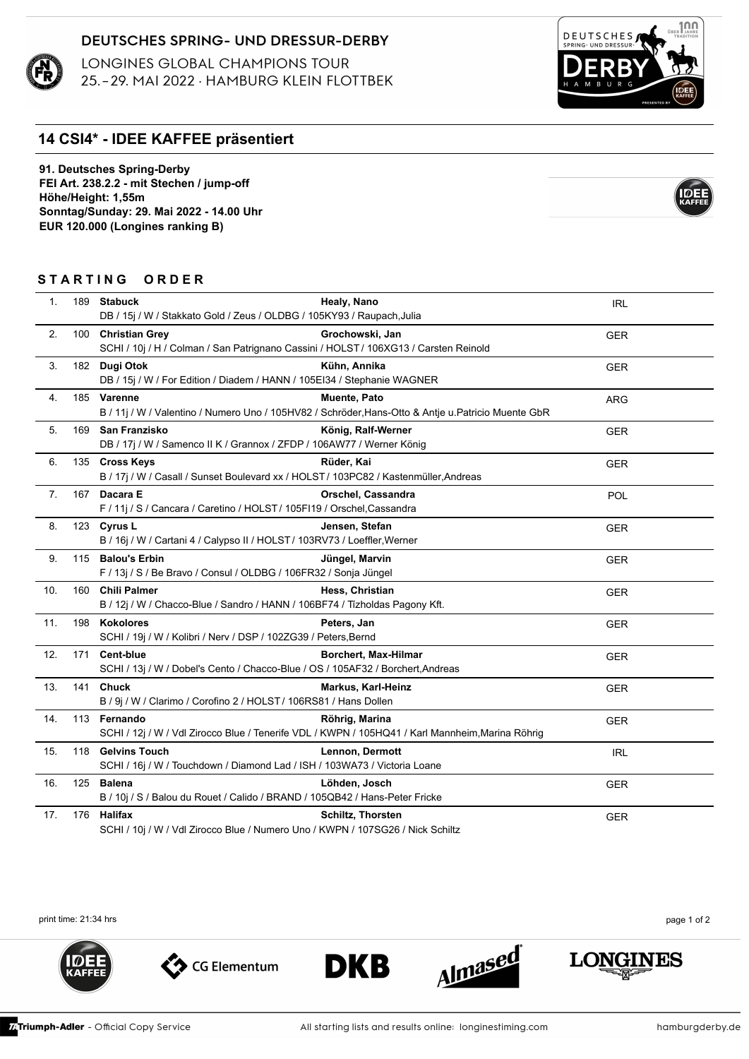**DEUTSCHES SPRING- UND DRESSUR-DERBY**

LONGINES GLOBAL CHAMPIONS TOUR

25.–29. MAI 2022 · HAMBURG KLEIN FLOTTBEK

## 14 CSI4* - IDEE KAFFEE präsentiert

**91. Deutsches Spring-Derby**
**FEI Art. 238.2.2 - mit Stechen / jump-off**
**Höhe/Height: 1,55m**
**Sonntag/Sunday: 29. Mai 2022 - 14.00 Uhr**
**EUR 120.000 (Longines ranking B)**

### STARTING ORDER

| | | | | |
|---|---|---|---|---|
| 1. | 189 | **Stabuck**<br>DB / 15j / W / Stakkato Gold / Zeus / OLDBG / 105KY93 / Raupach,Julia | **Healy, Nano** | IRL |
| 2. | 100 | **Christian Grey**<br>SCHI / 10j / H / Colman / San Patrignano Cassini / HOLST / 106XG13 / Carsten Reinold | **Grochowski, Jan** | GER |
| 3. | 182 | **Dugi Otok**<br>DB / 15j / W / For Edition / Diadem / HANN / 105EI34 / Stephanie WAGNER | **Kühn, Annika** | GER |
| 4. | 185 | **Varenne**<br>B / 11j / W / Valentino / Numero Uno / 105HV82 / Schröder,Hans-Otto & Antje u.Patricio Muente GbR | **Muente, Pato** | ARG |
| 5. | 169 | **San Franzisko**<br>DB / 17j / W / Samenco II K / Grannox / ZFDP / 106AW77 / Werner König | **König, Ralf-Werner** | GER |
| 6. | 135 | **Cross Keys**<br>B / 17j / W / Casall / Sunset Boulevard xx / HOLST / 103PC82 / Kastenmüller,Andreas | **Rüder, Kai** | GER |
| 7. | 167 | **Dacara E**<br>F / 11j / S / Cancara / Caretino / HOLST / 105FI19 / Orschel,Cassandra | **Orschel, Cassandra** | POL |
| 8. | 123 | **Cyrus L**<br>B / 16j / W / Cartani 4 / Calypso II / HOLST / 103RV73 / Loeffler,Werner | **Jensen, Stefan** | GER |
| 9. | 115 | **Balou's Erbin**<br>F / 13j / S / Be Bravo / Consul / OLDBG / 106FR32 / Sonja Jüngel | **Jüngel, Marvin** | GER |
| 10. | 160 | **Chili Palmer**<br>B / 12j / W / Chacco-Blue / Sandro / HANN / 106BF74 / Tizholdas Pagony Kft. | **Hess, Christian** | GER |
| 11. | 198 | **Kokolores**<br>SCHI / 19j / W / Kolibri / Nerv / DSP / 102ZG39 / Peters,Bernd | **Peters, Jan** | GER |
| 12. | 171 | **Cent-blue**<br>SCHI / 13j / W / Dobel's Cento / Chacco-Blue / OS / 105AF32 / Borchert,Andreas | **Borchert, Max-Hilmar** | GER |
| 13. | 141 | **Chuck**<br>B / 9j / W / Clarimo / Corofino 2 / HOLST / 106RS81 / Hans Dollen | **Markus, Karl-Heinz** | GER |
| 14. | 113 | **Fernando**<br>SCHI / 12j / W / Vdl Zirocco Blue / Tenerife VDL / KWPN / 105HQ41 / Karl Mannheim,Marina Röhrig | **Röhrig, Marina** | GER |
| 15. | 118 | **Gelvins Touch**<br>SCHI / 16j / W / Touchdown / Diamond Lad / ISH / 103WA73 / Victoria Loane | **Lennon, Dermott** | IRL |
| 16. | 125 | **Balena**<br>B / 10j / S / Balou du Rouet / Calido / BRAND / 105QB42 / Hans-Peter Fricke | **Löhden, Josch** | GER |
| 17. | 176 | **Halifax**<br>SCHI / 10j / W / Vdl Zirocco Blue / Numero Uno / KWPN / 107SG26 / Nick Schiltz | **Schiltz, Thorsten** | GER |

print time: 21:34 hrs

Triumph-Adler - Official Copy Service | All starting lists and results online: longinestiming.com | hamburgderby.de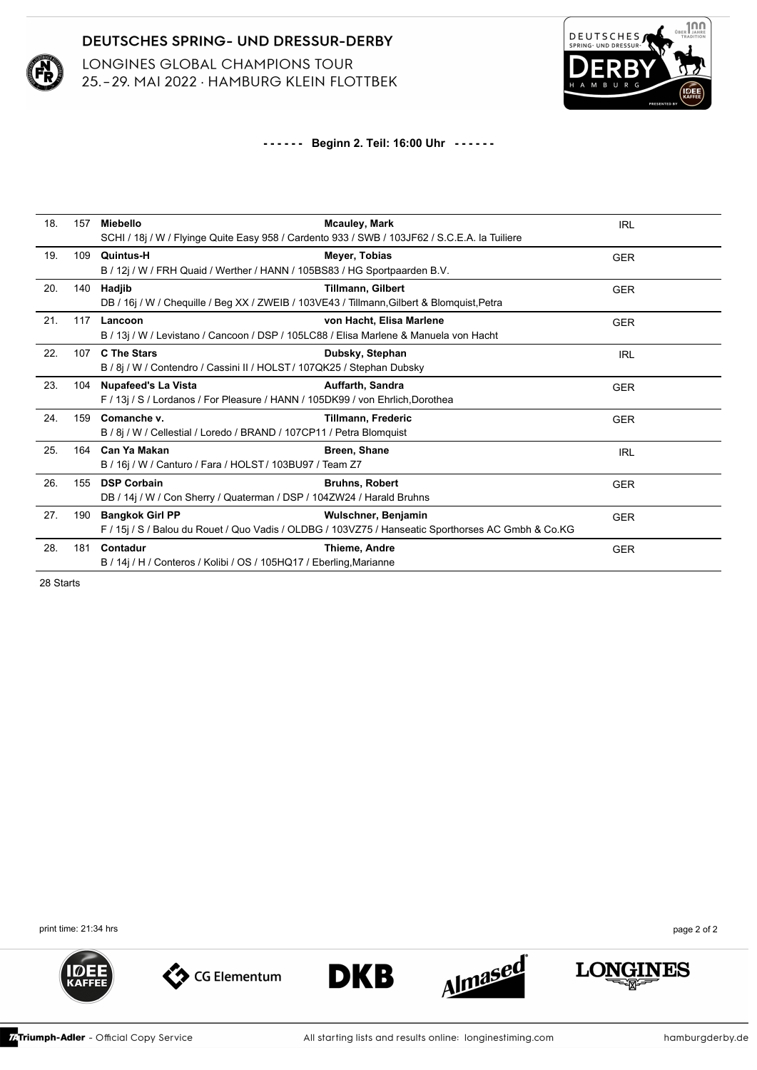------ Beginn 2. Teil: 16:00 Uhr ------

| | | | | |
|---|---|---|---|---|
| 18. | 157 | **Miebello**<br>SCHI / 18j / W / Flyinge Quite Easy 958 / Cardento 933 / SWB / 103JF62 / S.C.E.A. la Tuiliere | **Mcauley, Mark** | IRL |
| 19. | 109 | **Quintus-H**<br>B / 12j / W / FRH Quaid / Werther / HANN / 105BS83 / HG Sportpaarden B.V. | **Meyer, Tobias** | GER |
| 20. | 140 | **Hadjib**<br>DB / 16j / W / Chequille / Beg XX / ZWEIB / 103VE43 / Tillmann,Gilbert & Blomquist,Petra | **Tillmann, Gilbert** | GER |
| 21. | 117 | **Lancoon**<br>B / 13j / W / Levistano / Cancoon / DSP / 105LC88 / Elisa Marlene & Manuela von Hacht | **von Hacht, Elisa Marlene** | GER |
| 22. | 107 | **C The Stars**<br>B / 8j / W / Contendro / Cassini II / HOLST / 107QK25 / Stephan Dubsky | **Dubsky, Stephan** | IRL |
| 23. | 104 | **Nupafeed's La Vista**<br>F / 13j / S / Lordanos / For Pleasure / HANN / 105DK99 / von Ehrlich,Dorothea | **Auffarth, Sandra** | GER |
| 24. | 159 | **Comanche v.**<br>B / 8j / W / Cellestial / Loredo / BRAND / 107CP11 / Petra Blomquist | **Tillmann, Frederic** | GER |
| 25. | 164 | **Can Ya Makan**<br>B / 16j / W / Canturo / Fara / HOLST / 103BU97 / Team Z7 | **Breen, Shane** | IRL |
| 26. | 155 | **DSP Corbain**<br>DB / 14j / W / Con Sherry / Quaterman / DSP / 104ZW24 / Harald Bruhns | **Bruhns, Robert** | GER |
| 27. | 190 | **Bangkok Girl PP**<br>F / 15j / S / Balou du Rouet / Quo Vadis / OLDBG / 103VZ75 / Hanseatic Sporthorses AC Gmbh & Co.KG | **Wulschner, Benjamin** | GER |
| 28. | 181 | **Contadur**<br>B / 14j / H / Conteros / Kolibi / OS / 105HQ17 / Eberling,Marianne | **Thieme, Andre** | GER |

28 Starts

print time: 21:34 hrs